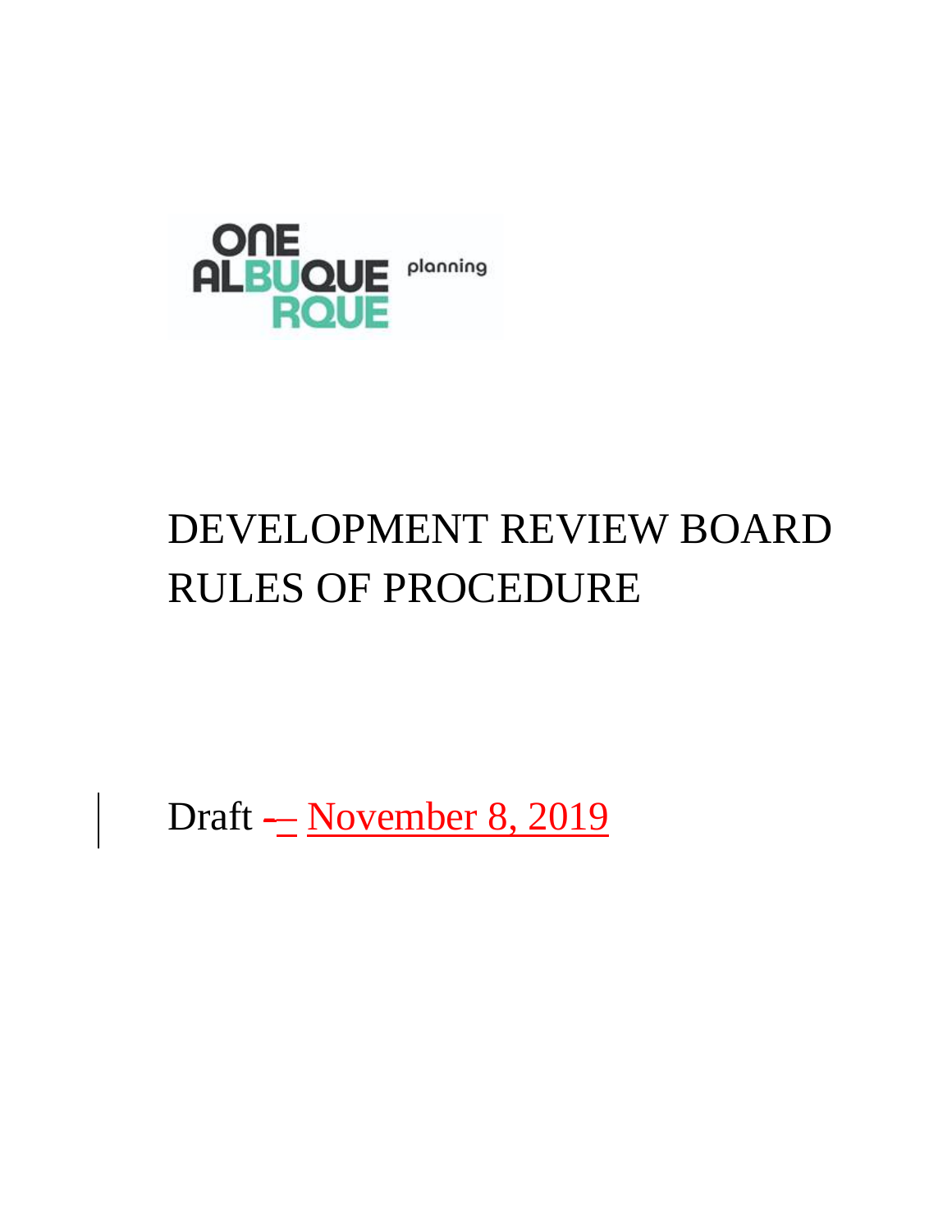ONE ALBUQUERQUE planning

# DEVELOPMENT REVIEW BOARD RULES OF PROCEDURE

Draft – November 8, 2019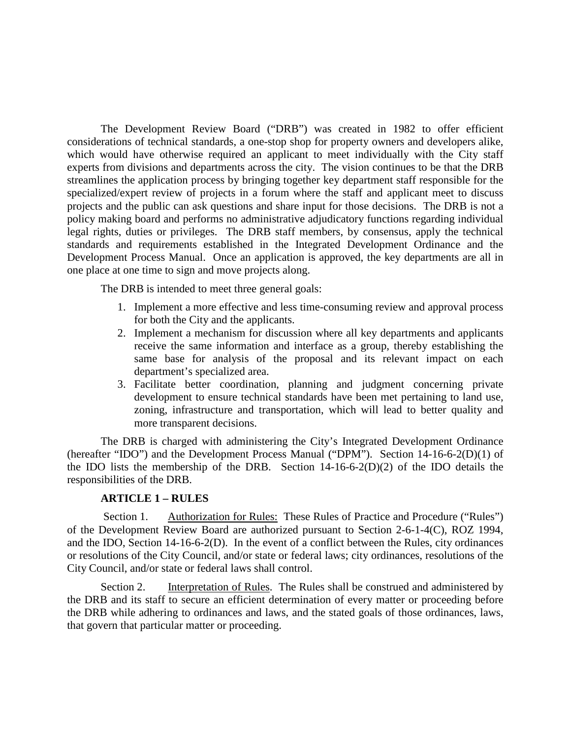The Development Review Board ("DRB") was created in 1982 to offer efficient considerations of technical standards, a one-stop shop for property owners and developers alike, which would have otherwise required an applicant to meet individually with the City staff experts from divisions and departments across the city. The vision continues to be that the DRB streamlines the application process by bringing together key department staff responsible for the specialized/expert review of projects in a forum where the staff and applicant meet to discuss projects and the public can ask questions and share input for those decisions. The DRB is not a policy making board and performs no administrative adjudicatory functions regarding individual legal rights, duties or privileges. The DRB staff members, by consensus, apply the technical standards and requirements established in the Integrated Development Ordinance and the Development Process Manual. Once an application is approved, the key departments are all in one place at one time to sign and move projects along.

The DRB is intended to meet three general goals:

1. Implement a more effective and less time-consuming review and approval process for both the City and the applicants.
2. Implement a mechanism for discussion where all key departments and applicants receive the same information and interface as a group, thereby establishing the same base for analysis of the proposal and its relevant impact on each department's specialized area.
3. Facilitate better coordination, planning and judgment concerning private development to ensure technical standards have been met pertaining to land use, zoning, infrastructure and transportation, which will lead to better quality and more transparent decisions.

The DRB is charged with administering the City's Integrated Development Ordinance (hereafter "IDO") and the Development Process Manual ("DPM"). Section 14-16-6-2(D)(1) of the IDO lists the membership of the DRB. Section 14-16-6-2(D)(2) of the IDO details the responsibilities of the DRB.

**ARTICLE 1 – RULES**

Section 1. Authorization for Rules: These Rules of Practice and Procedure ("Rules") of the Development Review Board are authorized pursuant to Section 2-6-1-4(C), ROZ 1994, and the IDO, Section 14-16-6-2(D). In the event of a conflict between the Rules, city ordinances or resolutions of the City Council, and/or state or federal laws; city ordinances, resolutions of the City Council, and/or state or federal laws shall control.

Section 2. Interpretation of Rules. The Rules shall be construed and administered by the DRB and its staff to secure an efficient determination of every matter or proceeding before the DRB while adhering to ordinances and laws, and the stated goals of those ordinances, laws, that govern that particular matter or proceeding.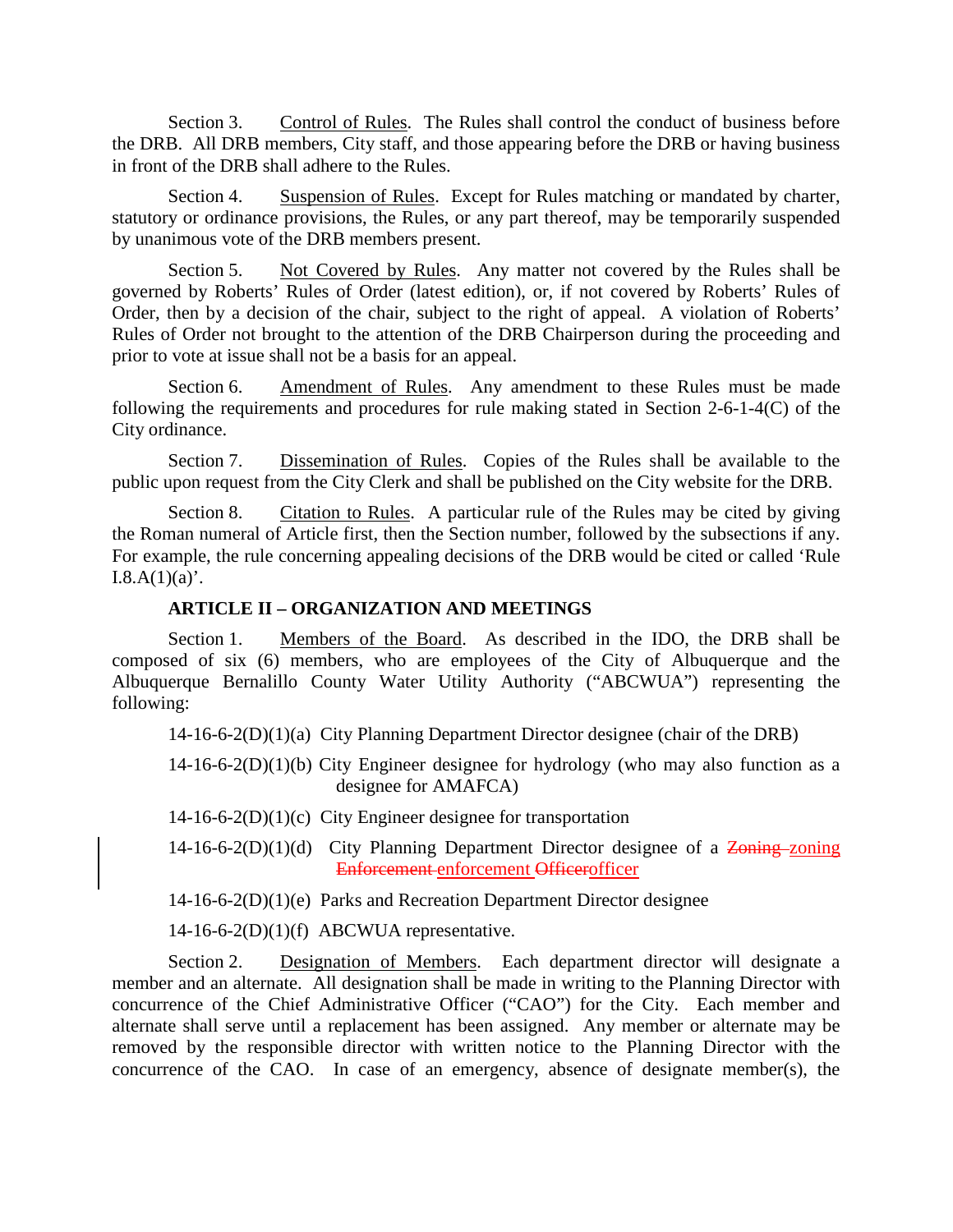Section 3. Control of Rules. The Rules shall control the conduct of business before the DRB. All DRB members, City staff, and those appearing before the DRB or having business in front of the DRB shall adhere to the Rules.

Section 4. Suspension of Rules. Except for Rules matching or mandated by charter, statutory or ordinance provisions, the Rules, or any part thereof, may be temporarily suspended by unanimous vote of the DRB members present.

Section 5. Not Covered by Rules. Any matter not covered by the Rules shall be governed by Roberts' Rules of Order (latest edition), or, if not covered by Roberts' Rules of Order, then by a decision of the chair, subject to the right of appeal. A violation of Roberts' Rules of Order not brought to the attention of the DRB Chairperson during the proceeding and prior to vote at issue shall not be a basis for an appeal.

Section 6. Amendment of Rules. Any amendment to these Rules must be made following the requirements and procedures for rule making stated in Section 2-6-1-4(C) of the City ordinance.

Section 7. Dissemination of Rules. Copies of the Rules shall be available to the public upon request from the City Clerk and shall be published on the City website for the DRB.

Section 8. Citation to Rules. A particular rule of the Rules may be cited by giving the Roman numeral of Article first, then the Section number, followed by the subsections if any. For example, the rule concerning appealing decisions of the DRB would be cited or called 'Rule I.8.A(1)(a)'.

## ARTICLE II – ORGANIZATION AND MEETINGS

Section 1. Members of the Board. As described in the IDO, the DRB shall be composed of six (6) members, who are employees of the City of Albuquerque and the Albuquerque Bernalillo County Water Utility Authority ("ABCWUA") representing the following:

14-16-6-2(D)(1)(a) City Planning Department Director designee (chair of the DRB)

14-16-6-2(D)(1)(b) City Engineer designee for hydrology (who may also function as a designee for AMAFCA)

14-16-6-2(D)(1)(c) City Engineer designee for transportation

14-16-6-2(D)(1)(d) City Planning Department Director designee of a ~~Zoning~~ zoning ~~Enforcement~~ enforcement ~~Officer~~officer

14-16-6-2(D)(1)(e) Parks and Recreation Department Director designee

14-16-6-2(D)(1)(f) ABCWUA representative.

Section 2. Designation of Members. Each department director will designate a member and an alternate. All designation shall be made in writing to the Planning Director with concurrence of the Chief Administrative Officer ("CAO") for the City. Each member and alternate shall serve until a replacement has been assigned. Any member or alternate may be removed by the responsible director with written notice to the Planning Director with the concurrence of the CAO. In case of an emergency, absence of designate member(s), the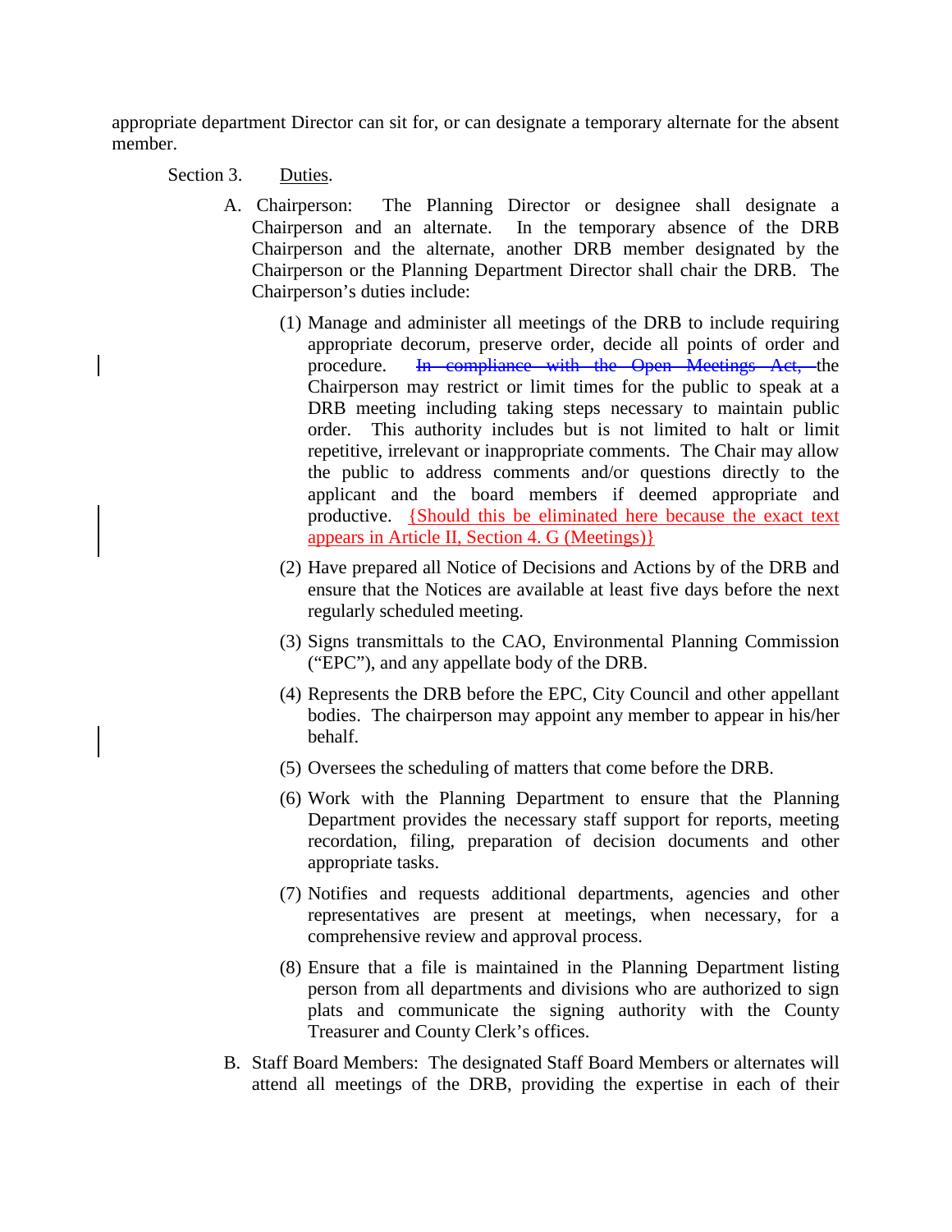appropriate department Director can sit for, or can designate a temporary alternate for the absent member.

Section 3. Duties.

A. Chairperson: The Planning Director or designee shall designate a Chairperson and an alternate. In the temporary absence of the DRB Chairperson and the alternate, another DRB member designated by the Chairperson or the Planning Department Director shall chair the DRB. The Chairperson's duties include:

(1) Manage and administer all meetings of the DRB to include requiring appropriate decorum, preserve order, decide all points of order and procedure. ~~In compliance with the Open Meetings Act,~~ the Chairperson may restrict or limit times for the public to speak at a DRB meeting including taking steps necessary to maintain public order. This authority includes but is not limited to halt or limit repetitive, irrelevant or inappropriate comments. The Chair may allow the public to address comments and/or questions directly to the applicant and the board members if deemed appropriate and productive. {Should this be eliminated here because the exact text appears in Article II, Section 4. G (Meetings)}

(2) Have prepared all Notice of Decisions and Actions by of the DRB and ensure that the Notices are available at least five days before the next regularly scheduled meeting.

(3) Signs transmittals to the CAO, Environmental Planning Commission ("EPC"), and any appellate body of the DRB.

(4) Represents the DRB before the EPC, City Council and other appellant bodies. The chairperson may appoint any member to appear in his/her behalf.

(5) Oversees the scheduling of matters that come before the DRB.

(6) Work with the Planning Department to ensure that the Planning Department provides the necessary staff support for reports, meeting recordation, filing, preparation of decision documents and other appropriate tasks.

(7) Notifies and requests additional departments, agencies and other representatives are present at meetings, when necessary, for a comprehensive review and approval process.

(8) Ensure that a file is maintained in the Planning Department listing person from all departments and divisions who are authorized to sign plats and communicate the signing authority with the County Treasurer and County Clerk's offices.

B. Staff Board Members: The designated Staff Board Members or alternates will attend all meetings of the DRB, providing the expertise in each of their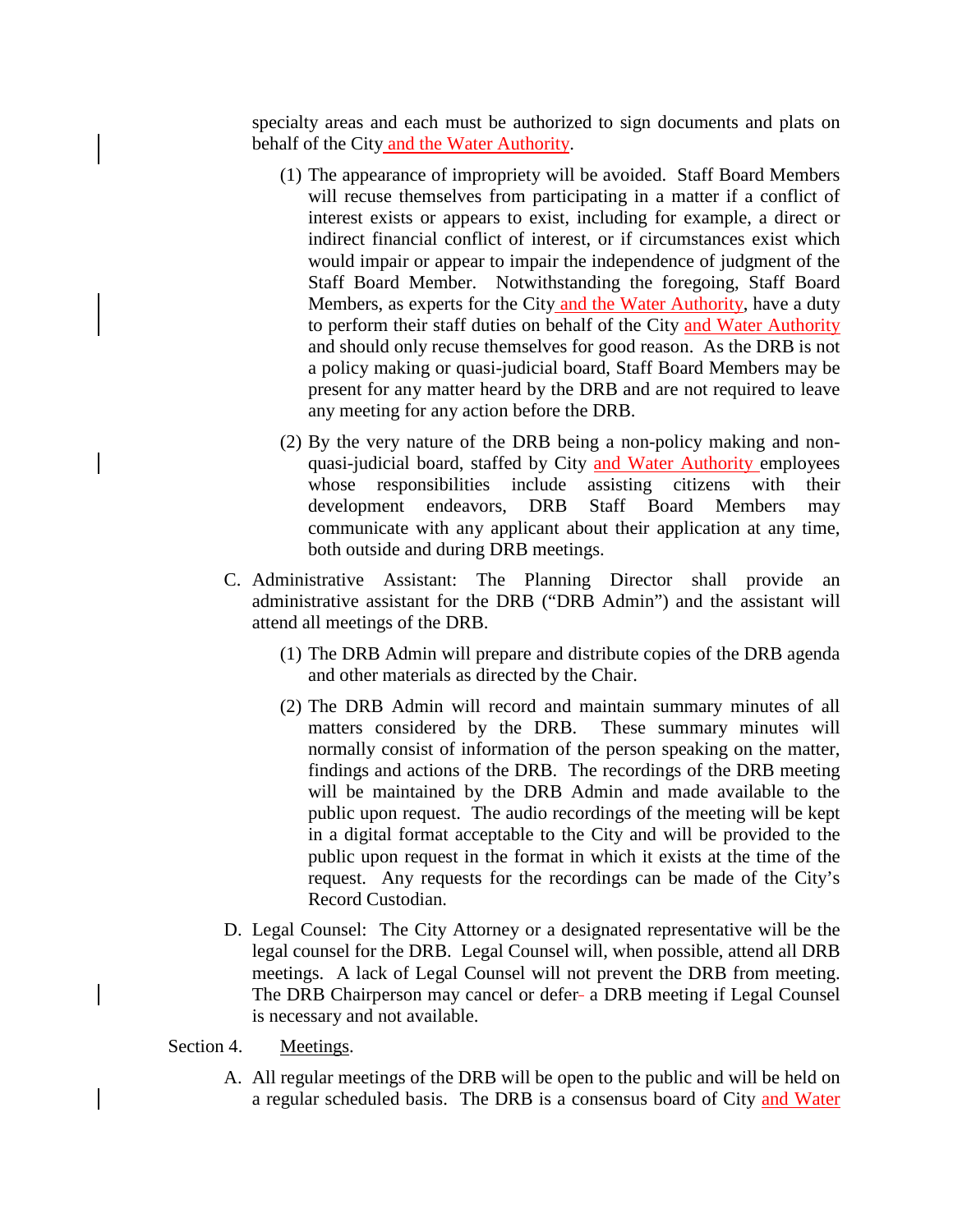specialty areas and each must be authorized to sign documents and plats on behalf of the City and the Water Authority.

(1) The appearance of impropriety will be avoided. Staff Board Members will recuse themselves from participating in a matter if a conflict of interest exists or appears to exist, including for example, a direct or indirect financial conflict of interest, or if circumstances exist which would impair or appear to impair the independence of judgment of the Staff Board Member. Notwithstanding the foregoing, Staff Board Members, as experts for the City and the Water Authority, have a duty to perform their staff duties on behalf of the City and Water Authority and should only recuse themselves for good reason. As the DRB is not a policy making or quasi-judicial board, Staff Board Members may be present for any matter heard by the DRB and are not required to leave any meeting for any action before the DRB.

(2) By the very nature of the DRB being a non-policy making and non-quasi-judicial board, staffed by City and Water Authority employees whose responsibilities include assisting citizens with their development endeavors, DRB Staff Board Members may communicate with any applicant about their application at any time, both outside and during DRB meetings.

C. Administrative Assistant: The Planning Director shall provide an administrative assistant for the DRB ("DRB Admin") and the assistant will attend all meetings of the DRB.

(1) The DRB Admin will prepare and distribute copies of the DRB agenda and other materials as directed by the Chair.

(2) The DRB Admin will record and maintain summary minutes of all matters considered by the DRB. These summary minutes will normally consist of information of the person speaking on the matter, findings and actions of the DRB. The recordings of the DRB meeting will be maintained by the DRB Admin and made available to the public upon request. The audio recordings of the meeting will be kept in a digital format acceptable to the City and will be provided to the public upon request in the format in which it exists at the time of the request. Any requests for the recordings can be made of the City's Record Custodian.

D. Legal Counsel: The City Attorney or a designated representative will be the legal counsel for the DRB. Legal Counsel will, when possible, attend all DRB meetings. A lack of Legal Counsel will not prevent the DRB from meeting. The DRB Chairperson may cancel or defer a DRB meeting if Legal Counsel is necessary and not available.

Section 4. Meetings.

A. All regular meetings of the DRB will be open to the public and will be held on a regular scheduled basis. The DRB is a consensus board of City and Water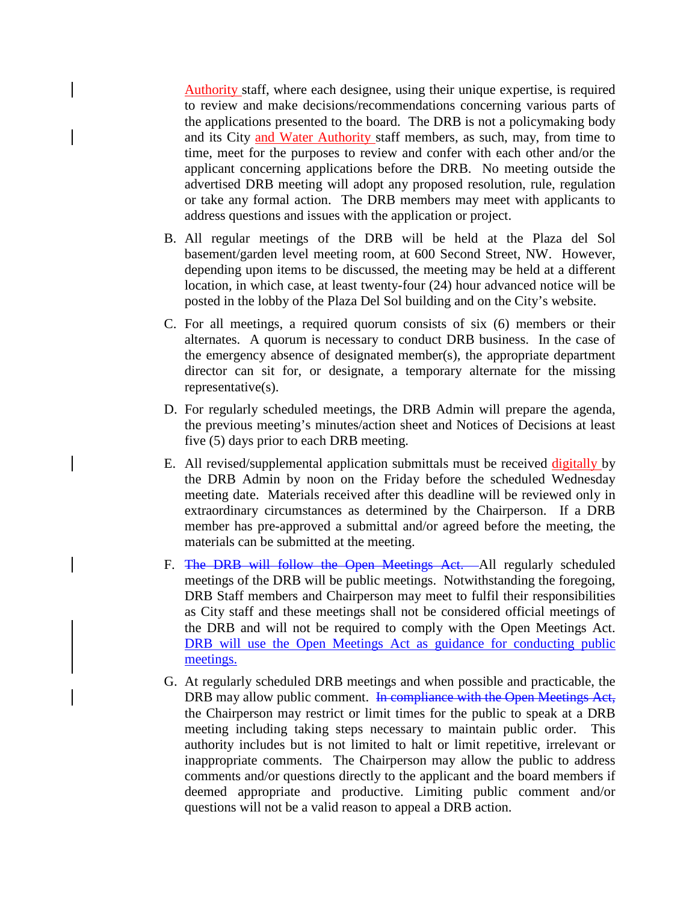Authority staff, where each designee, using their unique expertise, is required to review and make decisions/recommendations concerning various parts of the applications presented to the board. The DRB is not a policymaking body and its City and Water Authority staff members, as such, may, from time to time, meet for the purposes to review and confer with each other and/or the applicant concerning applications before the DRB. No meeting outside the advertised DRB meeting will adopt any proposed resolution, rule, regulation or take any formal action. The DRB members may meet with applicants to address questions and issues with the application or project.

B. All regular meetings of the DRB will be held at the Plaza del Sol basement/garden level meeting room, at 600 Second Street, NW. However, depending upon items to be discussed, the meeting may be held at a different location, in which case, at least twenty-four (24) hour advanced notice will be posted in the lobby of the Plaza Del Sol building and on the City's website.

C. For all meetings, a required quorum consists of six (6) members or their alternates. A quorum is necessary to conduct DRB business. In the case of the emergency absence of designated member(s), the appropriate department director can sit for, or designate, a temporary alternate for the missing representative(s).

D. For regularly scheduled meetings, the DRB Admin will prepare the agenda, the previous meeting's minutes/action sheet and Notices of Decisions at least five (5) days prior to each DRB meeting.

E. All revised/supplemental application submittals must be received digitally by the DRB Admin by noon on the Friday before the scheduled Wednesday meeting date. Materials received after this deadline will be reviewed only in extraordinary circumstances as determined by the Chairperson. If a DRB member has pre-approved a submittal and/or agreed before the meeting, the materials can be submitted at the meeting.

F. ~~The DRB will follow the Open Meetings Act.~~ All regularly scheduled meetings of the DRB will be public meetings. Notwithstanding the foregoing, DRB Staff members and Chairperson may meet to fulfil their responsibilities as City staff and these meetings shall not be considered official meetings of the DRB and will not be required to comply with the Open Meetings Act. DRB will use the Open Meetings Act as guidance for conducting public meetings.

G. At regularly scheduled DRB meetings and when possible and practicable, the DRB may allow public comment. ~~In compliance with the Open Meetings Act,~~ the Chairperson may restrict or limit times for the public to speak at a DRB meeting including taking steps necessary to maintain public order. This authority includes but is not limited to halt or limit repetitive, irrelevant or inappropriate comments. The Chairperson may allow the public to address comments and/or questions directly to the applicant and the board members if deemed appropriate and productive. Limiting public comment and/or questions will not be a valid reason to appeal a DRB action.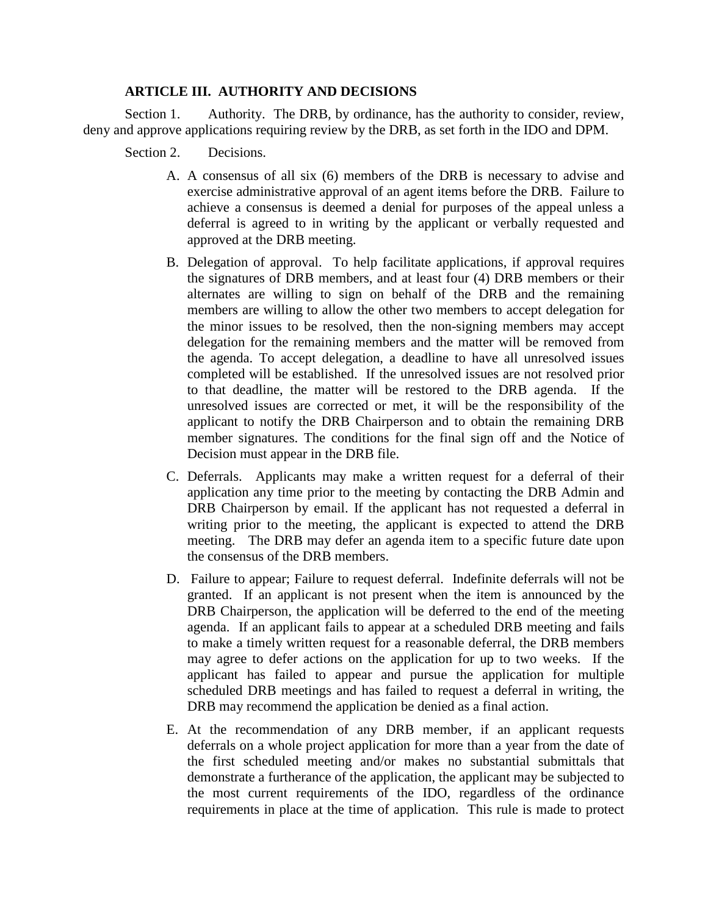**ARTICLE III. AUTHORITY AND DECISIONS**

Section 1. Authority. The DRB, by ordinance, has the authority to consider, review, deny and approve applications requiring review by the DRB, as set forth in the IDO and DPM.

Section 2. Decisions.

A. A consensus of all six (6) members of the DRB is necessary to advise and exercise administrative approval of an agent items before the DRB. Failure to achieve a consensus is deemed a denial for purposes of the appeal unless a deferral is agreed to in writing by the applicant or verbally requested and approved at the DRB meeting.

B. Delegation of approval. To help facilitate applications, if approval requires the signatures of DRB members, and at least four (4) DRB members or their alternates are willing to sign on behalf of the DRB and the remaining members are willing to allow the other two members to accept delegation for the minor issues to be resolved, then the non-signing members may accept delegation for the remaining members and the matter will be removed from the agenda. To accept delegation, a deadline to have all unresolved issues completed will be established. If the unresolved issues are not resolved prior to that deadline, the matter will be restored to the DRB agenda. If the unresolved issues are corrected or met, it will be the responsibility of the applicant to notify the DRB Chairperson and to obtain the remaining DRB member signatures. The conditions for the final sign off and the Notice of Decision must appear in the DRB file.

C. Deferrals. Applicants may make a written request for a deferral of their application any time prior to the meeting by contacting the DRB Admin and DRB Chairperson by email. If the applicant has not requested a deferral in writing prior to the meeting, the applicant is expected to attend the DRB meeting. The DRB may defer an agenda item to a specific future date upon the consensus of the DRB members.

D. Failure to appear; Failure to request deferral. Indefinite deferrals will not be granted. If an applicant is not present when the item is announced by the DRB Chairperson, the application will be deferred to the end of the meeting agenda. If an applicant fails to appear at a scheduled DRB meeting and fails to make a timely written request for a reasonable deferral, the DRB members may agree to defer actions on the application for up to two weeks. If the applicant has failed to appear and pursue the application for multiple scheduled DRB meetings and has failed to request a deferral in writing, the DRB may recommend the application be denied as a final action.

E. At the recommendation of any DRB member, if an applicant requests deferrals on a whole project application for more than a year from the date of the first scheduled meeting and/or makes no substantial submittals that demonstrate a furtherance of the application, the applicant may be subjected to the most current requirements of the IDO, regardless of the ordinance requirements in place at the time of application. This rule is made to protect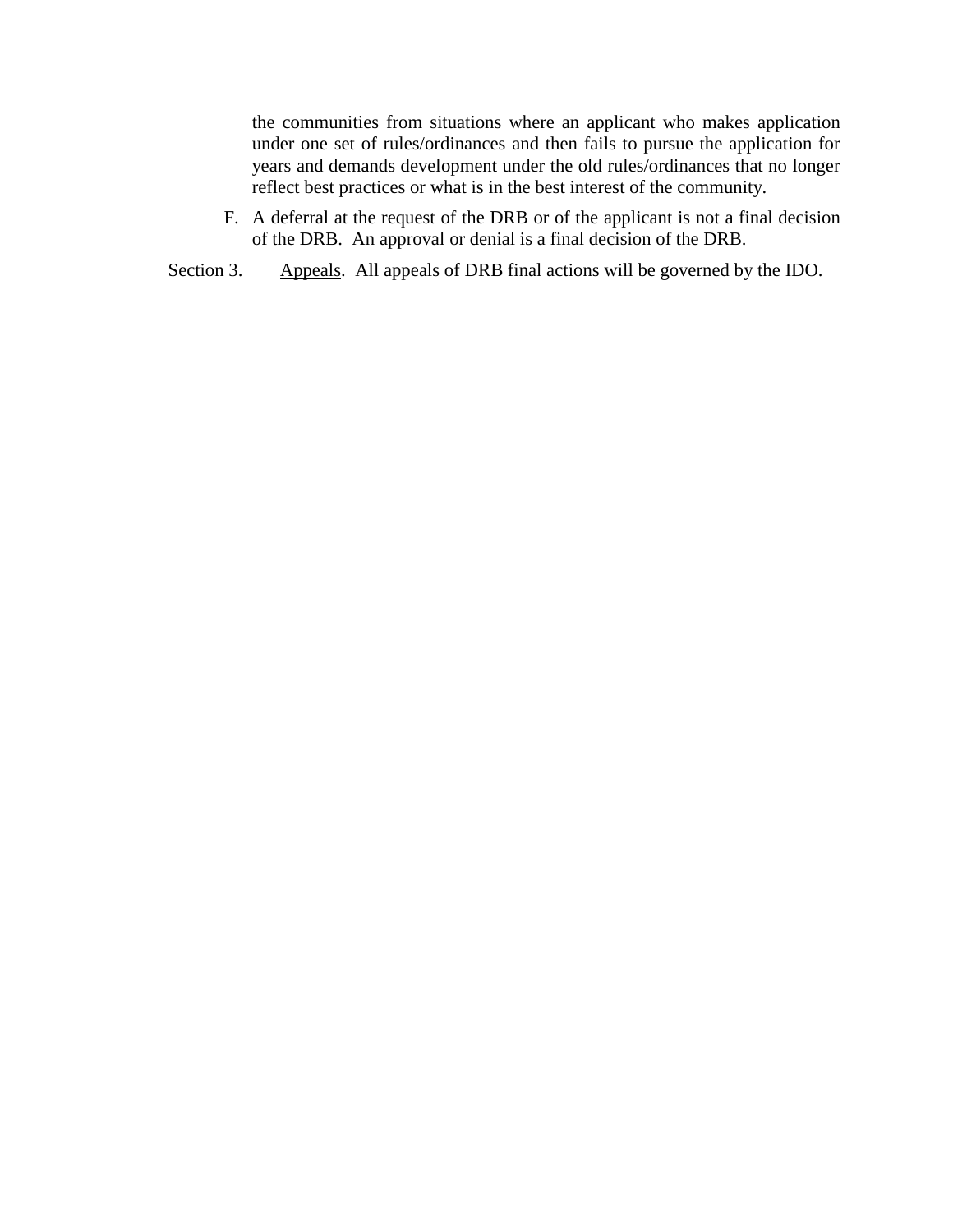the communities from situations where an applicant who makes application under one set of rules/ordinances and then fails to pursue the application for years and demands development under the old rules/ordinances that no longer reflect best practices or what is in the best interest of the community.

F. A deferral at the request of the DRB or of the applicant is not a final decision of the DRB. An approval or denial is a final decision of the DRB.

Section 3. <u>Appeals</u>. All appeals of DRB final actions will be governed by the IDO.